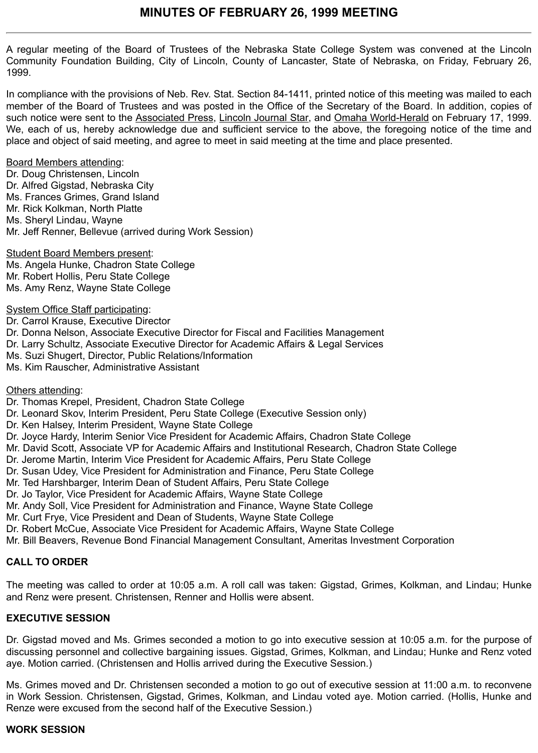# MINUTES OF FEBRUARY 26, 1999 MEETING

A regular meeting of the Board of Trustees of the Nebraska State College System was convened at the Lincoln Community Foundation Building, City of Lincoln, County of Lancaster, State of Nebraska, on Friday, February 26, 1999.

In compliance with the provisions of Neb. Rev. Stat. Section 84-1411, printed notice of this meeting was mailed to each member of the Board of Trustees and was posted in the Office of the Secretary of the Board. In addition, copies of such notice were sent to the Associated Press, Lincoln Journal Star, and Omaha World-Herald on February 17, 1999. We, each of us, hereby acknowledge due and sufficient service to the above, the foregoing notice of the time and place and object of said meeting, and agree to meet in said meeting at the time and place presented.

Board Members attending:
Dr. Doug Christensen, Lincoln
Dr. Alfred Gigstad, Nebraska City
Ms. Frances Grimes, Grand Island
Mr. Rick Kolkman, North Platte
Ms. Sheryl Lindau, Wayne
Mr. Jeff Renner, Bellevue (arrived during Work Session)

Student Board Members present:
Ms. Angela Hunke, Chadron State College
Mr. Robert Hollis, Peru State College
Ms. Amy Renz, Wayne State College

System Office Staff participating:
Dr. Carrol Krause, Executive Director
Dr. Donna Nelson, Associate Executive Director for Fiscal and Facilities Management
Dr. Larry Schultz, Associate Executive Director for Academic Affairs & Legal Services
Ms. Suzi Shugert, Director, Public Relations/Information
Ms. Kim Rauscher, Administrative Assistant

Others attending:
Dr. Thomas Krepel, President, Chadron State College
Dr. Leonard Skov, Interim President, Peru State College (Executive Session only)
Dr. Ken Halsey, Interim President, Wayne State College
Dr. Joyce Hardy, Interim Senior Vice President for Academic Affairs, Chadron State College
Mr. David Scott, Associate VP for Academic Affairs and Institutional Research, Chadron State College
Dr. Jerome Martin, Interim Vice President for Academic Affairs, Peru State College
Dr. Susan Udey, Vice President for Administration and Finance, Peru State College
Mr. Ted Harshbarger, Interim Dean of Student Affairs, Peru State College
Dr. Jo Taylor, Vice President for Academic Affairs, Wayne State College
Mr. Andy Soll, Vice President for Administration and Finance, Wayne State College
Mr. Curt Frye, Vice President and Dean of Students, Wayne State College
Dr. Robert McCue, Associate Vice President for Academic Affairs, Wayne State College
Mr. Bill Beavers, Revenue Bond Financial Management Consultant, Ameritas Investment Corporation

## CALL TO ORDER

The meeting was called to order at 10:05 a.m. A roll call was taken: Gigstad, Grimes, Kolkman, and Lindau; Hunke and Renz were present. Christensen, Renner and Hollis were absent.

## EXECUTIVE SESSION

Dr. Gigstad moved and Ms. Grimes seconded a motion to go into executive session at 10:05 a.m. for the purpose of discussing personnel and collective bargaining issues. Gigstad, Grimes, Kolkman, and Lindau; Hunke and Renz voted aye. Motion carried. (Christensen and Hollis arrived during the Executive Session.)

Ms. Grimes moved and Dr. Christensen seconded a motion to go out of executive session at 11:00 a.m. to reconvene in Work Session. Christensen, Gigstad, Grimes, Kolkman, and Lindau voted aye. Motion carried. (Hollis, Hunke and Renze were excused from the second half of the Executive Session.)

## WORK SESSION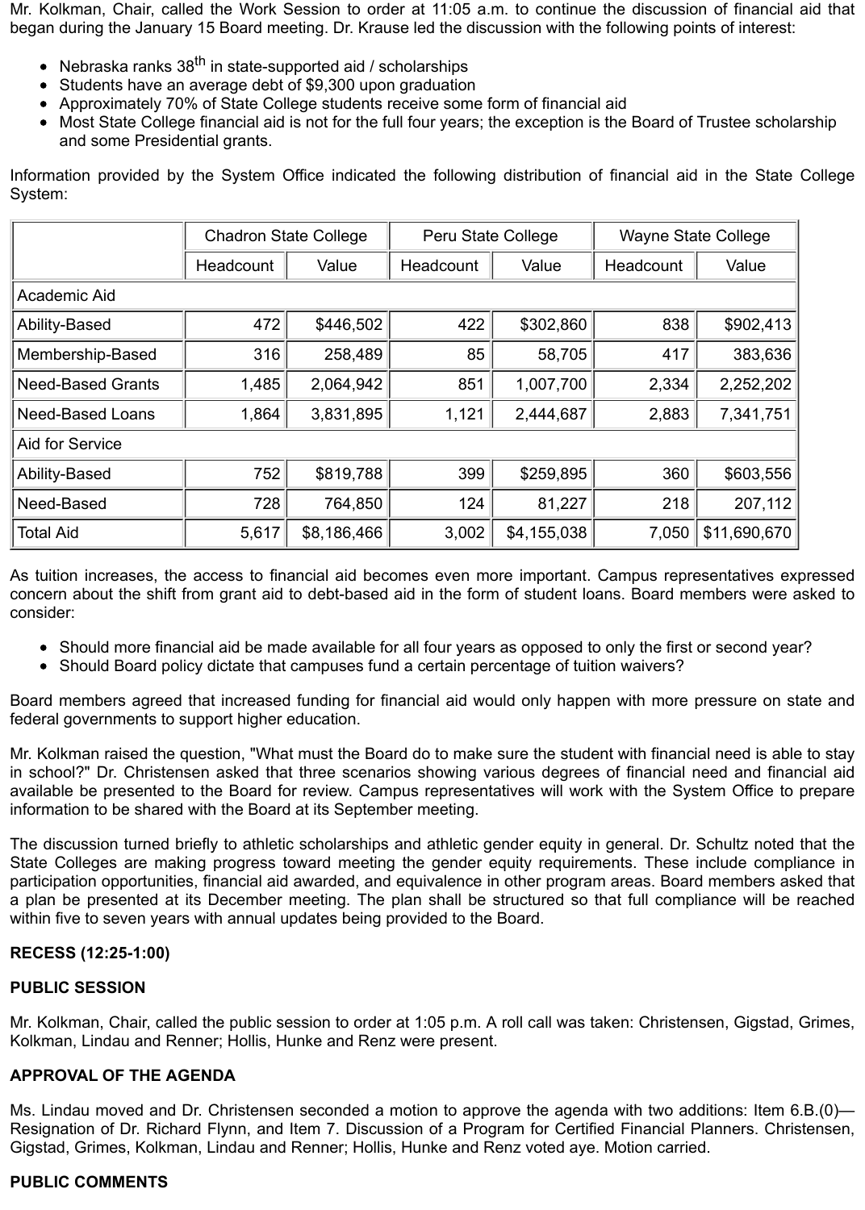Mr. Kolkman, Chair, called the Work Session to order at 11:05 a.m. to continue the discussion of financial aid that began during the January 15 Board meeting. Dr. Krause led the discussion with the following points of interest:

- Nebraska ranks 38th in state-supported aid / scholarships
- Students have an average debt of $9,300 upon graduation
- Approximately 70% of State College students receive some form of financial aid
- Most State College financial aid is not for the full four years; the exception is the Board of Trustee scholarship and some Presidential grants.

Information provided by the System Office indicated the following distribution of financial aid in the State College System:

| | Chadron State College | | Peru State College | | Wayne State College | |
|---|---|---|---|---|---|---|
| | Headcount | Value | Headcount | Value | Headcount | Value |
| Academic Aid | | | | | | |
| Ability-Based | 472 | $446,502 | 422 | $302,860 | 838 | $902,413 |
| Membership-Based | 316 | 258,489 | 85 | 58,705 | 417 | 383,636 |
| Need-Based Grants | 1,485 | 2,064,942 | 851 | 1,007,700 | 2,334 | 2,252,202 |
| Need-Based Loans | 1,864 | 3,831,895 | 1,121 | 2,444,687 | 2,883 | 7,341,751 |
| Aid for Service | | | | | | |
| Ability-Based | 752 | $819,788 | 399 | $259,895 | 360 | $603,556 |
| Need-Based | 728 | 764,850 | 124 | 81,227 | 218 | 207,112 |
| Total Aid | 5,617 | $8,186,466 | 3,002 | $4,155,038 | 7,050 | $11,690,670 |

As tuition increases, the access to financial aid becomes even more important. Campus representatives expressed concern about the shift from grant aid to debt-based aid in the form of student loans. Board members were asked to consider:

- Should more financial aid be made available for all four years as opposed to only the first or second year?
- Should Board policy dictate that campuses fund a certain percentage of tuition waivers?

Board members agreed that increased funding for financial aid would only happen with more pressure on state and federal governments to support higher education.

Mr. Kolkman raised the question, "What must the Board do to make sure the student with financial need is able to stay in school?" Dr. Christensen asked that three scenarios showing various degrees of financial need and financial aid available be presented to the Board for review. Campus representatives will work with the System Office to prepare information to be shared with the Board at its September meeting.

The discussion turned briefly to athletic scholarships and athletic gender equity in general. Dr. Schultz noted that the State Colleges are making progress toward meeting the gender equity requirements. These include compliance in participation opportunities, financial aid awarded, and equivalence in other program areas. Board members asked that a plan be presented at its December meeting. The plan shall be structured so that full compliance will be reached within five to seven years with annual updates being provided to the Board.

**RECESS (12:25-1:00)**

**PUBLIC SESSION**

Mr. Kolkman, Chair, called the public session to order at 1:05 p.m. A roll call was taken: Christensen, Gigstad, Grimes, Kolkman, Lindau and Renner; Hollis, Hunke and Renz were present.

**APPROVAL OF THE AGENDA**

Ms. Lindau moved and Dr. Christensen seconded a motion to approve the agenda with two additions: Item 6.B.(0)—Resignation of Dr. Richard Flynn, and Item 7. Discussion of a Program for Certified Financial Planners. Christensen, Gigstad, Grimes, Kolkman, Lindau and Renner; Hollis, Hunke and Renz voted aye. Motion carried.

**PUBLIC COMMENTS**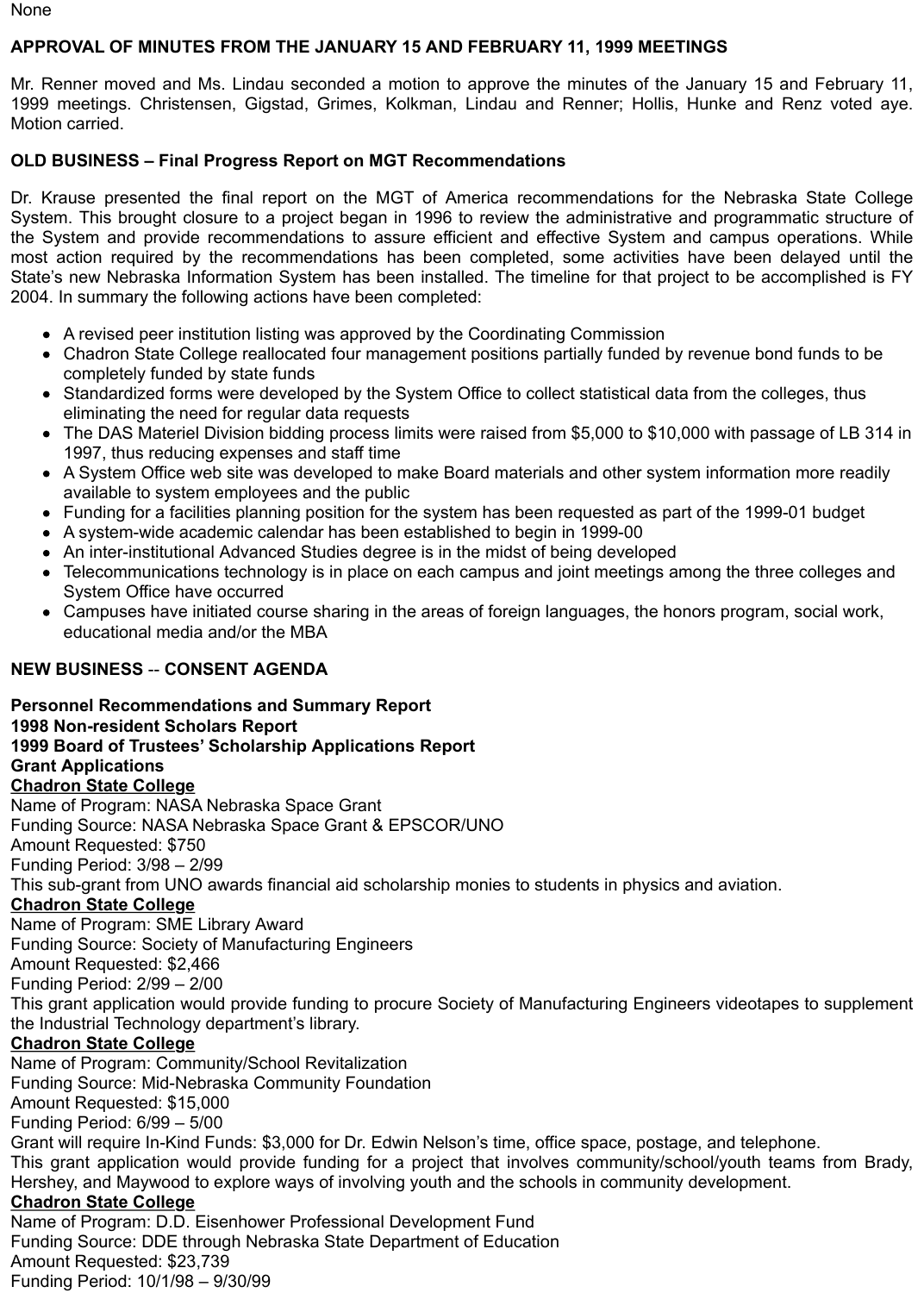None

**APPROVAL OF MINUTES FROM THE JANUARY 15 AND FEBRUARY 11, 1999 MEETINGS**

Mr. Renner moved and Ms. Lindau seconded a motion to approve the minutes of the January 15 and February 11, 1999 meetings. Christensen, Gigstad, Grimes, Kolkman, Lindau and Renner; Hollis, Hunke and Renz voted aye. Motion carried.

**OLD BUSINESS – Final Progress Report on MGT Recommendations**

Dr. Krause presented the final report on the MGT of America recommendations for the Nebraska State College System. This brought closure to a project began in 1996 to review the administrative and programmatic structure of the System and provide recommendations to assure efficient and effective System and campus operations. While most action required by the recommendations has been completed, some activities have been delayed until the State's new Nebraska Information System has been installed. The timeline for that project to be accomplished is FY 2004. In summary the following actions have been completed:

- A revised peer institution listing was approved by the Coordinating Commission
- Chadron State College reallocated four management positions partially funded by revenue bond funds to be completely funded by state funds
- Standardized forms were developed by the System Office to collect statistical data from the colleges, thus eliminating the need for regular data requests
- The DAS Materiel Division bidding process limits were raised from $5,000 to $10,000 with passage of LB 314 in 1997, thus reducing expenses and staff time
- A System Office web site was developed to make Board materials and other system information more readily available to system employees and the public
- Funding for a facilities planning position for the system has been requested as part of the 1999-01 budget
- A system-wide academic calendar has been established to begin in 1999-00
- An inter-institutional Advanced Studies degree is in the midst of being developed
- Telecommunications technology is in place on each campus and joint meetings among the three colleges and System Office have occurred
- Campuses have initiated course sharing in the areas of foreign languages, the honors program, social work, educational media and/or the MBA

**NEW BUSINESS -- CONSENT AGENDA**

**Personnel Recommendations and Summary Report**
**1998 Non-resident Scholars Report**
**1999 Board of Trustees' Scholarship Applications Report**
**Grant Applications**

**<u>Chadron State College</u>**
Name of Program: NASA Nebraska Space Grant
Funding Source: NASA Nebraska Space Grant & EPSCOR/UNO
Amount Requested: $750
Funding Period: 3/98 – 2/99
This sub-grant from UNO awards financial aid scholarship monies to students in physics and aviation.

**<u>Chadron State College</u>**
Name of Program: SME Library Award
Funding Source: Society of Manufacturing Engineers
Amount Requested: $2,466
Funding Period: 2/99 – 2/00
This grant application would provide funding to procure Society of Manufacturing Engineers videotapes to supplement the Industrial Technology department's library.

**<u>Chadron State College</u>**
Name of Program: Community/School Revitalization
Funding Source: Mid-Nebraska Community Foundation
Amount Requested: $15,000
Funding Period: 6/99 – 5/00
Grant will require In-Kind Funds: $3,000 for Dr. Edwin Nelson's time, office space, postage, and telephone.
This grant application would provide funding for a project that involves community/school/youth teams from Brady, Hershey, and Maywood to explore ways of involving youth and the schools in community development.

**<u>Chadron State College</u>**
Name of Program: D.D. Eisenhower Professional Development Fund
Funding Source: DDE through Nebraska State Department of Education
Amount Requested: $23,739
Funding Period: 10/1/98 – 9/30/99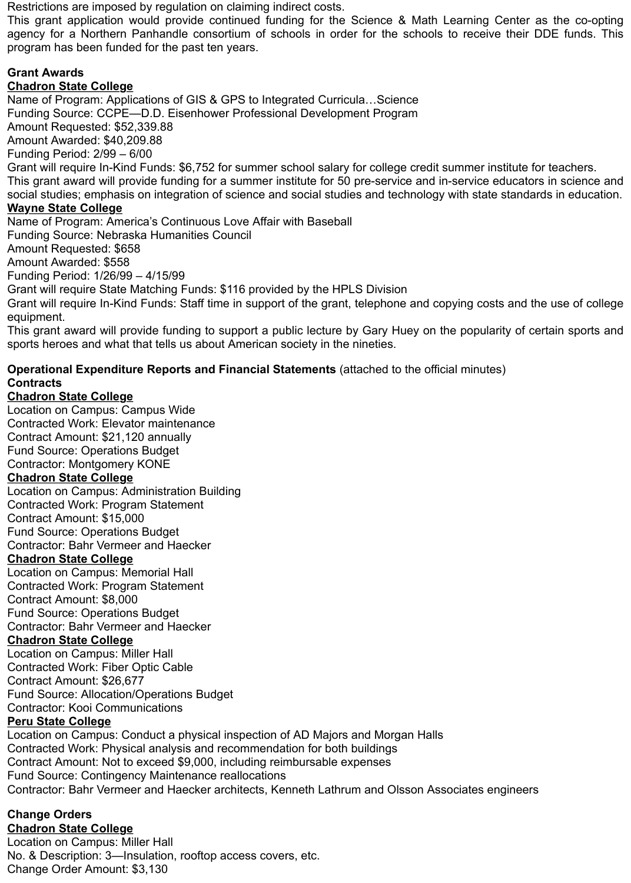Restrictions are imposed by regulation on claiming indirect costs.
This grant application would provide continued funding for the Science & Math Learning Center as the co-opting agency for a Northern Panhandle consortium of schools in order for the schools to receive their DDE funds. This program has been funded for the past ten years.

**Grant Awards**
**<u>Chadron State College</u>**
Name of Program: Applications of GIS & GPS to Integrated Curricula…Science
Funding Source: CCPE—D.D. Eisenhower Professional Development Program
Amount Requested: $52,339.88
Amount Awarded: $40,209.88
Funding Period: 2/99 – 6/00
Grant will require In-Kind Funds: $6,752 for summer school salary for college credit summer institute for teachers.
This grant award will provide funding for a summer institute for 50 pre-service and in-service educators in science and social studies; emphasis on integration of science and social studies and technology with state standards in education.
**<u>Wayne State College</u>**
Name of Program: America's Continuous Love Affair with Baseball
Funding Source: Nebraska Humanities Council
Amount Requested: $658
Amount Awarded: $558
Funding Period: 1/26/99 – 4/15/99
Grant will require State Matching Funds: $116 provided by the HPLS Division
Grant will require In-Kind Funds: Staff time in support of the grant, telephone and copying costs and the use of college equipment.
This grant award will provide funding to support a public lecture by Gary Huey on the popularity of certain sports and sports heroes and what that tells us about American society in the nineties.

**Operational Expenditure Reports and Financial Statements** (attached to the official minutes)
**Contracts**
**<u>Chadron State College</u>**
Location on Campus: Campus Wide
Contracted Work: Elevator maintenance
Contract Amount: $21,120 annually
Fund Source: Operations Budget
Contractor: Montgomery KONE
**<u>Chadron State College</u>**
Location on Campus: Administration Building
Contracted Work: Program Statement
Contract Amount: $15,000
Fund Source: Operations Budget
Contractor: Bahr Vermeer and Haecker
**<u>Chadron State College</u>**
Location on Campus: Memorial Hall
Contracted Work: Program Statement
Contract Amount: $8,000
Fund Source: Operations Budget
Contractor: Bahr Vermeer and Haecker
**<u>Chadron State College</u>**
Location on Campus: Miller Hall
Contracted Work: Fiber Optic Cable
Contract Amount: $26,677
Fund Source: Allocation/Operations Budget
Contractor: Kooi Communications
**<u>Peru State College</u>**
Location on Campus: Conduct a physical inspection of AD Majors and Morgan Halls
Contracted Work: Physical analysis and recommendation for both buildings
Contract Amount: Not to exceed $9,000, including reimbursable expenses
Fund Source: Contingency Maintenance reallocations
Contractor: Bahr Vermeer and Haecker architects, Kenneth Lathrum and Olsson Associates engineers

**Change Orders**
**<u>Chadron State College</u>**
Location on Campus: Miller Hall
No. & Description: 3—Insulation, rooftop access covers, etc.
Change Order Amount: $3,130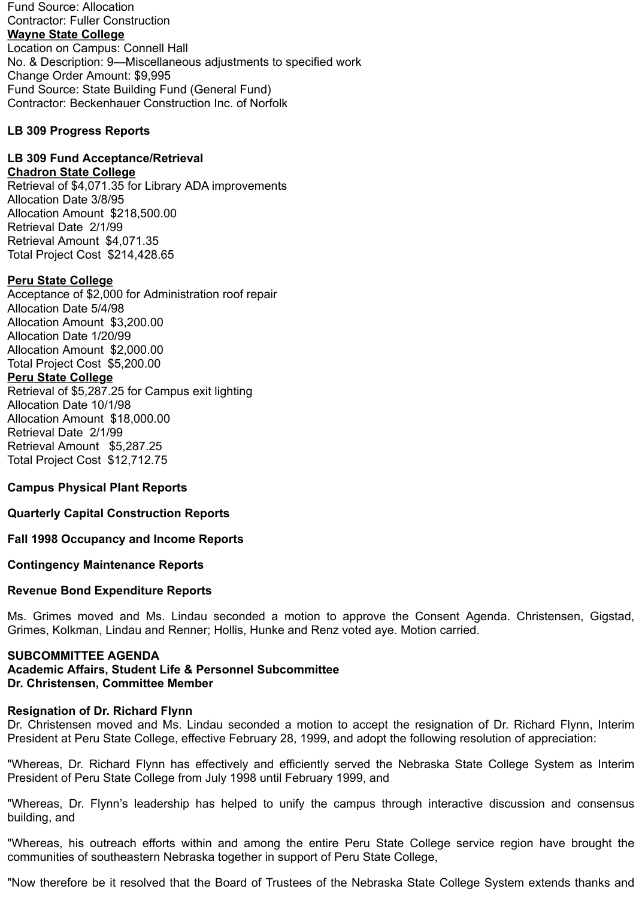Fund Source: Allocation
Contractor: Fuller Construction

**Wayne State College**
Location on Campus: Connell Hall
No. & Description: 9—Miscellaneous adjustments to specified work
Change Order Amount: $9,995
Fund Source: State Building Fund (General Fund)
Contractor: Beckenhauer Construction Inc. of Norfolk

**LB 309 Progress Reports**

**LB 309 Fund Acceptance/Retrieval**

**Chadron State College**
Retrieval of $4,071.35 for Library ADA improvements
Allocation Date 3/8/95
Allocation Amount $218,500.00
Retrieval Date 2/1/99
Retrieval Amount $4,071.35
Total Project Cost $214,428.65

**Peru State College**
Acceptance of $2,000 for Administration roof repair
Allocation Date 5/4/98
Allocation Amount $3,200.00
Allocation Date 1/20/99
Allocation Amount $2,000.00
Total Project Cost $5,200.00

**Peru State College**
Retrieval of $5,287.25 for Campus exit lighting
Allocation Date 10/1/98
Allocation Amount $18,000.00
Retrieval Date 2/1/99
Retrieval Amount $5,287.25
Total Project Cost $12,712.75

**Campus Physical Plant Reports**

**Quarterly Capital Construction Reports**

**Fall 1998 Occupancy and Income Reports**

**Contingency Maintenance Reports**

**Revenue Bond Expenditure Reports**

Ms. Grimes moved and Ms. Lindau seconded a motion to approve the Consent Agenda. Christensen, Gigstad, Grimes, Kolkman, Lindau and Renner; Hollis, Hunke and Renz voted aye. Motion carried.

**SUBCOMMITTEE AGENDA**
**Academic Affairs, Student Life & Personnel Subcommittee**
**Dr. Christensen, Committee Member**

**Resignation of Dr. Richard Flynn**
Dr. Christensen moved and Ms. Lindau seconded a motion to accept the resignation of Dr. Richard Flynn, Interim President at Peru State College, effective February 28, 1999, and adopt the following resolution of appreciation:

"Whereas, Dr. Richard Flynn has effectively and efficiently served the Nebraska State College System as Interim President of Peru State College from July 1998 until February 1999, and

"Whereas, Dr. Flynn's leadership has helped to unify the campus through interactive discussion and consensus building, and

"Whereas, his outreach efforts within and among the entire Peru State College service region have brought the communities of southeastern Nebraska together in support of Peru State College,

"Now therefore be it resolved that the Board of Trustees of the Nebraska State College System extends thanks and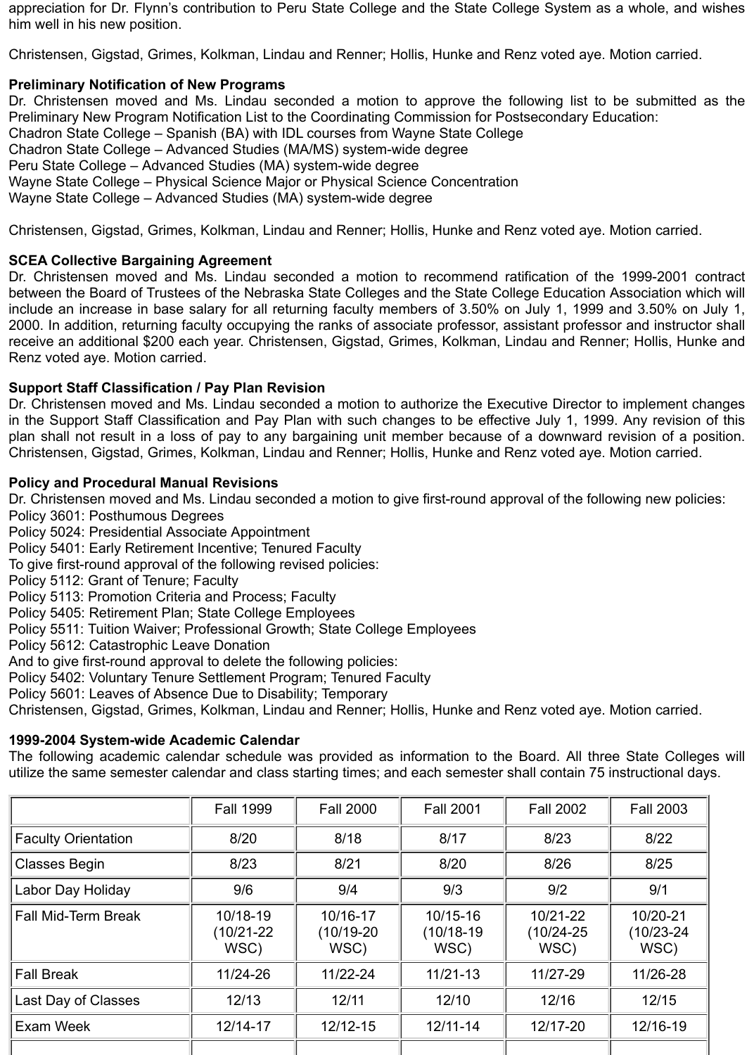appreciation for Dr. Flynn's contribution to Peru State College and the State College System as a whole, and wishes him well in his new position.

Christensen, Gigstad, Grimes, Kolkman, Lindau and Renner; Hollis, Hunke and Renz voted aye. Motion carried.

**Preliminary Notification of New Programs**
Dr. Christensen moved and Ms. Lindau seconded a motion to approve the following list to be submitted as the Preliminary New Program Notification List to the Coordinating Commission for Postsecondary Education:
Chadron State College – Spanish (BA) with IDL courses from Wayne State College
Chadron State College – Advanced Studies (MA/MS) system-wide degree
Peru State College – Advanced Studies (MA) system-wide degree
Wayne State College – Physical Science Major or Physical Science Concentration
Wayne State College – Advanced Studies (MA) system-wide degree

Christensen, Gigstad, Grimes, Kolkman, Lindau and Renner; Hollis, Hunke and Renz voted aye. Motion carried.

**SCEA Collective Bargaining Agreement**
Dr. Christensen moved and Ms. Lindau seconded a motion to recommend ratification of the 1999-2001 contract between the Board of Trustees of the Nebraska State Colleges and the State College Education Association which will include an increase in base salary for all returning faculty members of 3.50% on July 1, 1999 and 3.50% on July 1, 2000. In addition, returning faculty occupying the ranks of associate professor, assistant professor and instructor shall receive an additional $200 each year. Christensen, Gigstad, Grimes, Kolkman, Lindau and Renner; Hollis, Hunke and Renz voted aye. Motion carried.

**Support Staff Classification / Pay Plan Revision**
Dr. Christensen moved and Ms. Lindau seconded a motion to authorize the Executive Director to implement changes in the Support Staff Classification and Pay Plan with such changes to be effective July 1, 1999. Any revision of this plan shall not result in a loss of pay to any bargaining unit member because of a downward revision of a position. Christensen, Gigstad, Grimes, Kolkman, Lindau and Renner; Hollis, Hunke and Renz voted aye. Motion carried.

**Policy and Procedural Manual Revisions**
Dr. Christensen moved and Ms. Lindau seconded a motion to give first-round approval of the following new policies:
Policy 3601: Posthumous Degrees
Policy 5024: Presidential Associate Appointment
Policy 5401: Early Retirement Incentive; Tenured Faculty
To give first-round approval of the following revised policies:
Policy 5112: Grant of Tenure; Faculty
Policy 5113: Promotion Criteria and Process; Faculty
Policy 5405: Retirement Plan; State College Employees
Policy 5511: Tuition Waiver; Professional Growth; State College Employees
Policy 5612: Catastrophic Leave Donation
And to give first-round approval to delete the following policies:
Policy 5402: Voluntary Tenure Settlement Program; Tenured Faculty
Policy 5601: Leaves of Absence Due to Disability; Temporary
Christensen, Gigstad, Grimes, Kolkman, Lindau and Renner; Hollis, Hunke and Renz voted aye. Motion carried.

**1999-2004 System-wide Academic Calendar**
The following academic calendar schedule was provided as information to the Board. All three State Colleges will utilize the same semester calendar and class starting times; and each semester shall contain 75 instructional days.

| | Fall 1999 | Fall 2000 | Fall 2001 | Fall 2002 | Fall 2003 |
|---|---|---|---|---|---|
| Faculty Orientation | 8/20 | 8/18 | 8/17 | 8/23 | 8/22 |
| Classes Begin | 8/23 | 8/21 | 8/20 | 8/26 | 8/25 |
| Labor Day Holiday | 9/6 | 9/4 | 9/3 | 9/2 | 9/1 |
| Fall Mid-Term Break | 10/18-19 (10/21-22 WSC) | 10/16-17 (10/19-20 WSC) | 10/15-16 (10/18-19 WSC) | 10/21-22 (10/24-25 WSC) | 10/20-21 (10/23-24 WSC) |
| Fall Break | 11/24-26 | 11/22-24 | 11/21-13 | 11/27-29 | 11/26-28 |
| Last Day of Classes | 12/13 | 12/11 | 12/10 | 12/16 | 12/15 |
| Exam Week | 12/14-17 | 12/12-15 | 12/11-14 | 12/17-20 | 12/16-19 |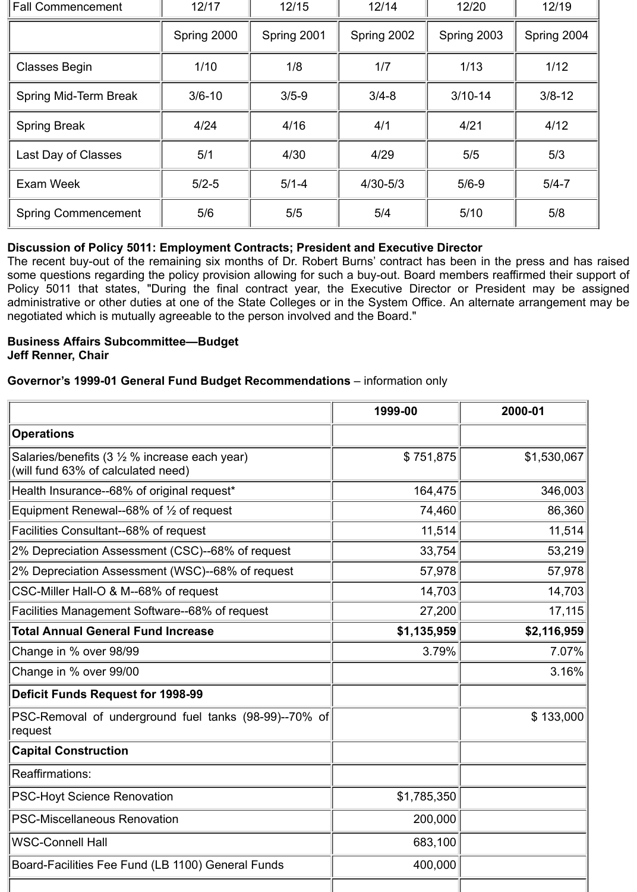| Fall Commencement | 12/17 | 12/15 | 12/14 | 12/20 | 12/19 |
|---|---|---|---|---|---|
| | Spring 2000 | Spring 2001 | Spring 2002 | Spring 2003 | Spring 2004 |
| Classes Begin | 1/10 | 1/8 | 1/7 | 1/13 | 1/12 |
| Spring Mid-Term Break | 3/6-10 | 3/5-9 | 3/4-8 | 3/10-14 | 3/8-12 |
| Spring Break | 4/24 | 4/16 | 4/1 | 4/21 | 4/12 |
| Last Day of Classes | 5/1 | 4/30 | 4/29 | 5/5 | 5/3 |
| Exam Week | 5/2-5 | 5/1-4 | 4/30-5/3 | 5/6-9 | 5/4-7 |
| Spring Commencement | 5/6 | 5/5 | 5/4 | 5/10 | 5/8 |

**Discussion of Policy 5011: Employment Contracts; President and Executive Director**
The recent buy-out of the remaining six months of Dr. Robert Burns' contract has been in the press and has raised some questions regarding the policy provision allowing for such a buy-out. Board members reaffirmed their support of Policy 5011 that states, "During the final contract year, the Executive Director or President may be assigned administrative or other duties at one of the State Colleges or in the System Office. An alternate arrangement may be negotiated which is mutually agreeable to the person involved and the Board."

**Business Affairs Subcommittee—Budget**
**Jeff Renner, Chair**

**Governor's 1999-01 General Fund Budget Recommendations** – information only

| | 1999-00 | 2000-01 |
|---|---|---|
| **Operations** | | |
| Salaries/benefits (3 ½ % increase each year) (will fund 63% of calculated need) | $ 751,875 | $1,530,067 |
| Health Insurance--68% of original request* | 164,475 | 346,003 |
| Equipment Renewal--68% of ½ of request | 74,460 | 86,360 |
| Facilities Consultant--68% of request | 11,514 | 11,514 |
| 2% Depreciation Assessment (CSC)--68% of request | 33,754 | 53,219 |
| 2% Depreciation Assessment (WSC)--68% of request | 57,978 | 57,978 |
| CSC-Miller Hall-O & M--68% of request | 14,703 | 14,703 |
| Facilities Management Software--68% of request | 27,200 | 17,115 |
| **Total Annual General Fund Increase** | **$1,135,959** | **$2,116,959** |
| Change in % over 98/99 | 3.79% | 7.07% |
| Change in % over 99/00 | | 3.16% |
| **Deficit Funds Request for 1998-99** | | |
| PSC-Removal of underground fuel tanks (98-99)--70% of request | | $ 133,000 |
| **Capital Construction** | | |
| Reaffirmations: | | |
| PSC-Hoyt Science Renovation | $1,785,350 | |
| PSC-Miscellaneous Renovation | 200,000 | |
| WSC-Connell Hall | 683,100 | |
| Board-Facilities Fee Fund (LB 1100) General Funds | 400,000 | |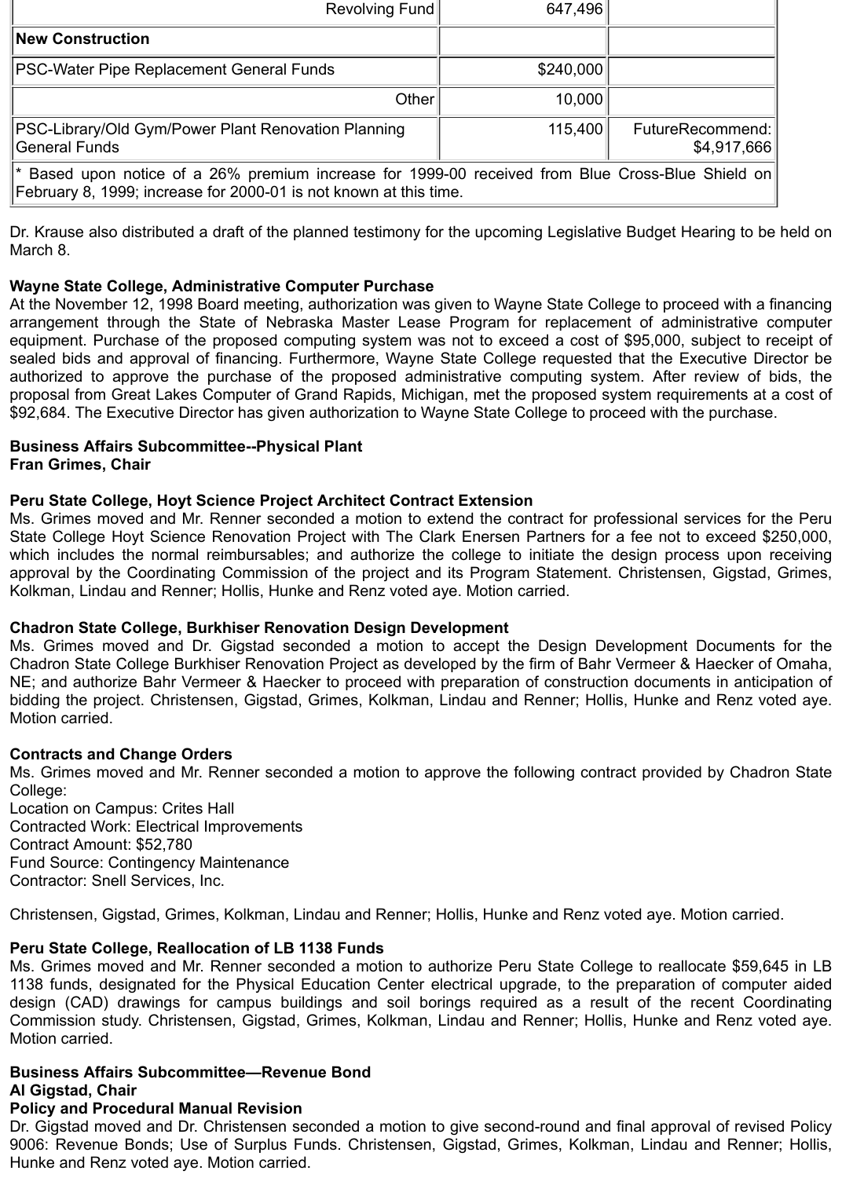| | | |
|---|---|---|
| Revolving Fund | 647,496 | |
| **New Construction** | | |
| PSC-Water Pipe Replacement General Funds | $240,000 | |
| Other | 10,000 | |
| PSC-Library/Old Gym/Power Plant Renovation Planning General Funds | 115,400 | FutureRecommend: $4,917,666 |
| * Based upon notice of a 26% premium increase for 1999-00 received from Blue Cross-Blue Shield on February 8, 1999; increase for 2000-01 is not known at this time. | | |

Dr. Krause also distributed a draft of the planned testimony for the upcoming Legislative Budget Hearing to be held on March 8.

**Wayne State College, Administrative Computer Purchase**
At the November 12, 1998 Board meeting, authorization was given to Wayne State College to proceed with a financing arrangement through the State of Nebraska Master Lease Program for replacement of administrative computer equipment. Purchase of the proposed computing system was not to exceed a cost of $95,000, subject to receipt of sealed bids and approval of financing. Furthermore, Wayne State College requested that the Executive Director be authorized to approve the purchase of the proposed administrative computing system. After review of bids, the proposal from Great Lakes Computer of Grand Rapids, Michigan, met the proposed system requirements at a cost of $92,684. The Executive Director has given authorization to Wayne State College to proceed with the purchase.

**Business Affairs Subcommittee--Physical Plant**
**Fran Grimes, Chair**

**Peru State College, Hoyt Science Project Architect Contract Extension**
Ms. Grimes moved and Mr. Renner seconded a motion to extend the contract for professional services for the Peru State College Hoyt Science Renovation Project with The Clark Enersen Partners for a fee not to exceed $250,000, which includes the normal reimbursables; and authorize the college to initiate the design process upon receiving approval by the Coordinating Commission of the project and its Program Statement. Christensen, Gigstad, Grimes, Kolkman, Lindau and Renner; Hollis, Hunke and Renz voted aye. Motion carried.

**Chadron State College, Burkhiser Renovation Design Development**
Ms. Grimes moved and Dr. Gigstad seconded a motion to accept the Design Development Documents for the Chadron State College Burkhiser Renovation Project as developed by the firm of Bahr Vermeer & Haecker of Omaha, NE; and authorize Bahr Vermeer & Haecker to proceed with preparation of construction documents in anticipation of bidding the project. Christensen, Gigstad, Grimes, Kolkman, Lindau and Renner; Hollis, Hunke and Renz voted aye. Motion carried.

**Contracts and Change Orders**
Ms. Grimes moved and Mr. Renner seconded a motion to approve the following contract provided by Chadron State College:
Location on Campus: Crites Hall
Contracted Work: Electrical Improvements
Contract Amount: $52,780
Fund Source: Contingency Maintenance
Contractor: Snell Services, Inc.

Christensen, Gigstad, Grimes, Kolkman, Lindau and Renner; Hollis, Hunke and Renz voted aye. Motion carried.

**Peru State College, Reallocation of LB 1138 Funds**
Ms. Grimes moved and Mr. Renner seconded a motion to authorize Peru State College to reallocate $59,645 in LB 1138 funds, designated for the Physical Education Center electrical upgrade, to the preparation of computer aided design (CAD) drawings for campus buildings and soil borings required as a result of the recent Coordinating Commission study. Christensen, Gigstad, Grimes, Kolkman, Lindau and Renner; Hollis, Hunke and Renz voted aye. Motion carried.

**Business Affairs Subcommittee—Revenue Bond**
**Al Gigstad, Chair**
**Policy and Procedural Manual Revision**
Dr. Gigstad moved and Dr. Christensen seconded a motion to give second-round and final approval of revised Policy 9006: Revenue Bonds; Use of Surplus Funds. Christensen, Gigstad, Grimes, Kolkman, Lindau and Renner; Hollis, Hunke and Renz voted aye. Motion carried.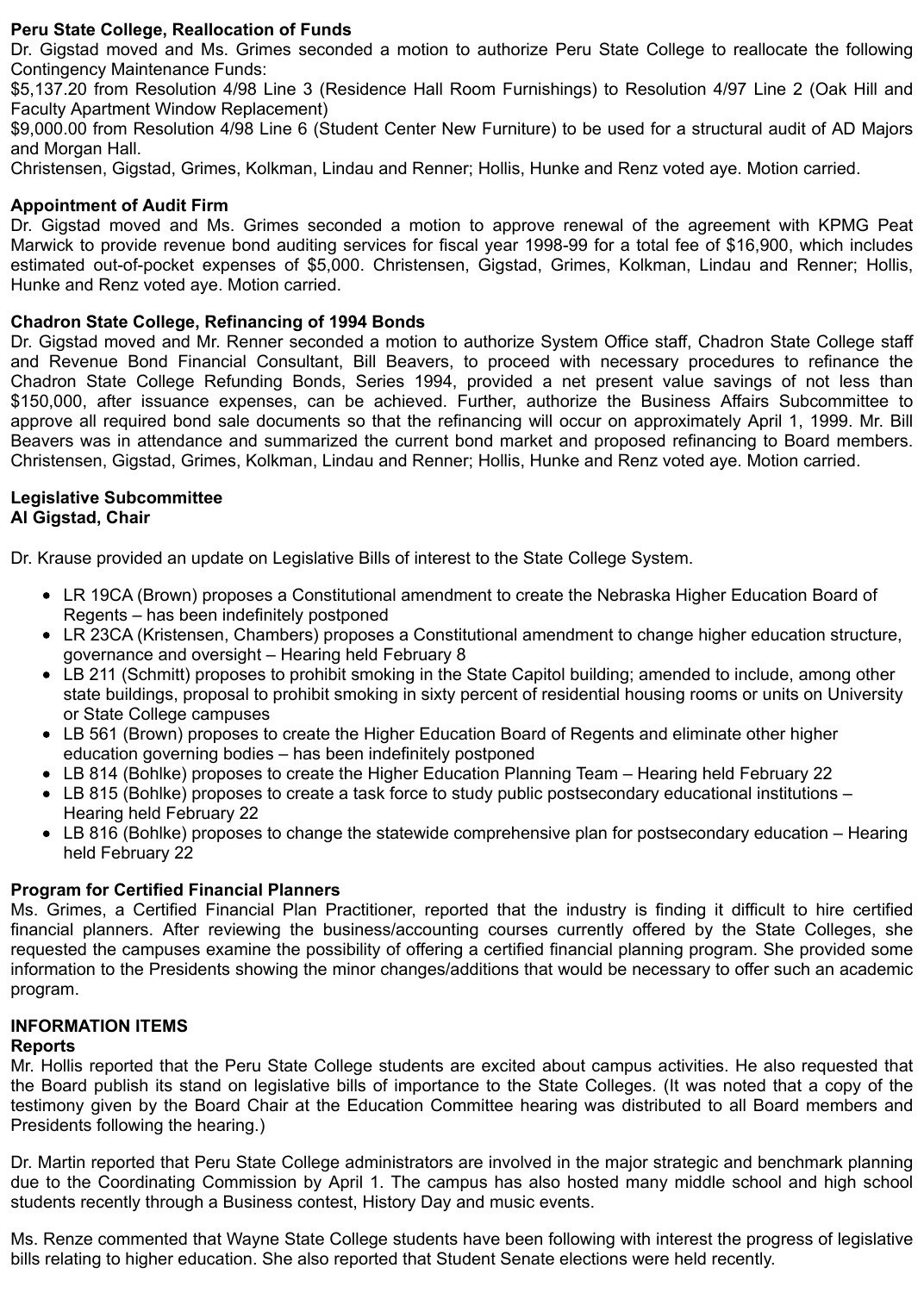**Peru State College, Reallocation of Funds**

Dr. Gigstad moved and Ms. Grimes seconded a motion to authorize Peru State College to reallocate the following Contingency Maintenance Funds:

$5,137.20 from Resolution 4/98 Line 3 (Residence Hall Room Furnishings) to Resolution 4/97 Line 2 (Oak Hill and Faculty Apartment Window Replacement)

$9,000.00 from Resolution 4/98 Line 6 (Student Center New Furniture) to be used for a structural audit of AD Majors and Morgan Hall.

Christensen, Gigstad, Grimes, Kolkman, Lindau and Renner; Hollis, Hunke and Renz voted aye. Motion carried.

**Appointment of Audit Firm**

Dr. Gigstad moved and Ms. Grimes seconded a motion to approve renewal of the agreement with KPMG Peat Marwick to provide revenue bond auditing services for fiscal year 1998-99 for a total fee of $16,900, which includes estimated out-of-pocket expenses of $5,000. Christensen, Gigstad, Grimes, Kolkman, Lindau and Renner; Hollis, Hunke and Renz voted aye. Motion carried.

**Chadron State College, Refinancing of 1994 Bonds**

Dr. Gigstad moved and Mr. Renner seconded a motion to authorize System Office staff, Chadron State College staff and Revenue Bond Financial Consultant, Bill Beavers, to proceed with necessary procedures to refinance the Chadron State College Refunding Bonds, Series 1994, provided a net present value savings of not less than $150,000, after issuance expenses, can be achieved. Further, authorize the Business Affairs Subcommittee to approve all required bond sale documents so that the refinancing will occur on approximately April 1, 1999. Mr. Bill Beavers was in attendance and summarized the current bond market and proposed refinancing to Board members. Christensen, Gigstad, Grimes, Kolkman, Lindau and Renner; Hollis, Hunke and Renz voted aye. Motion carried.

**Legislative Subcommittee**
**Al Gigstad, Chair**

Dr. Krause provided an update on Legislative Bills of interest to the State College System.

- LR 19CA (Brown) proposes a Constitutional amendment to create the Nebraska Higher Education Board of Regents – has been indefinitely postponed
- LR 23CA (Kristensen, Chambers) proposes a Constitutional amendment to change higher education structure, governance and oversight – Hearing held February 8
- LB 211 (Schmitt) proposes to prohibit smoking in the State Capitol building; amended to include, among other state buildings, proposal to prohibit smoking in sixty percent of residential housing rooms or units on University or State College campuses
- LB 561 (Brown) proposes to create the Higher Education Board of Regents and eliminate other higher education governing bodies – has been indefinitely postponed
- LB 814 (Bohlke) proposes to create the Higher Education Planning Team – Hearing held February 22
- LB 815 (Bohlke) proposes to create a task force to study public postsecondary educational institutions – Hearing held February 22
- LB 816 (Bohlke) proposes to change the statewide comprehensive plan for postsecondary education – Hearing held February 22

**Program for Certified Financial Planners**

Ms. Grimes, a Certified Financial Plan Practitioner, reported that the industry is finding it difficult to hire certified financial planners. After reviewing the business/accounting courses currently offered by the State Colleges, she requested the campuses examine the possibility of offering a certified financial planning program. She provided some information to the Presidents showing the minor changes/additions that would be necessary to offer such an academic program.

**INFORMATION ITEMS**
**Reports**

Mr. Hollis reported that the Peru State College students are excited about campus activities. He also requested that the Board publish its stand on legislative bills of importance to the State Colleges. (It was noted that a copy of the testimony given by the Board Chair at the Education Committee hearing was distributed to all Board members and Presidents following the hearing.)

Dr. Martin reported that Peru State College administrators are involved in the major strategic and benchmark planning due to the Coordinating Commission by April 1. The campus has also hosted many middle school and high school students recently through a Business contest, History Day and music events.

Ms. Renze commented that Wayne State College students have been following with interest the progress of legislative bills relating to higher education. She also reported that Student Senate elections were held recently.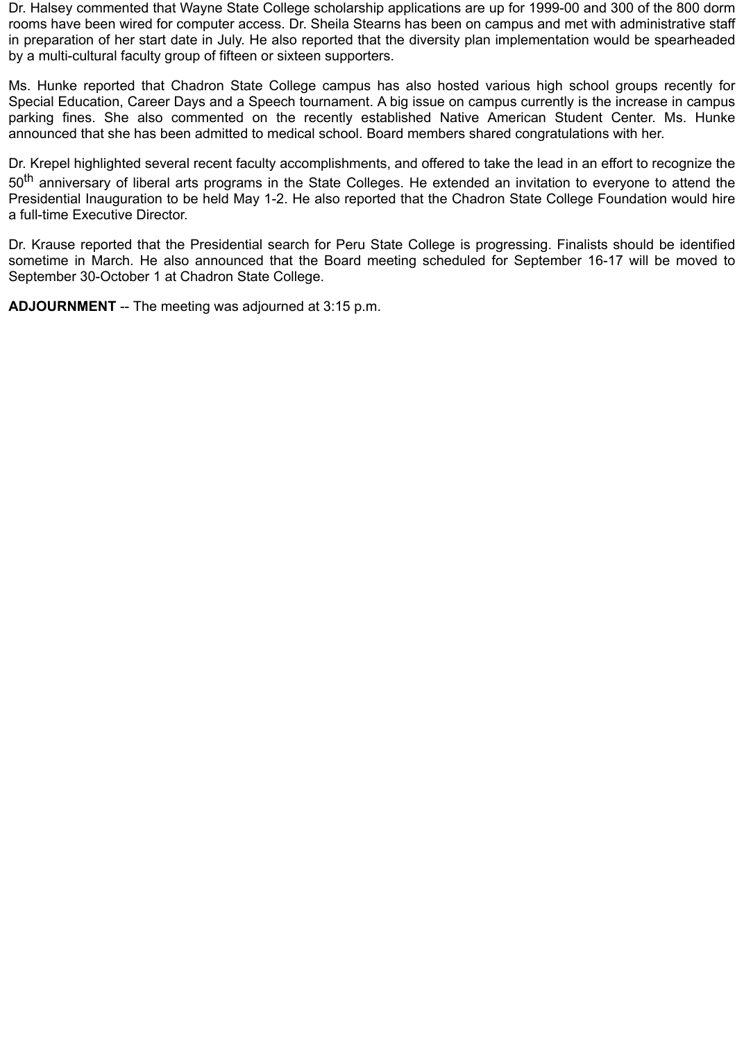Dr. Halsey commented that Wayne State College scholarship applications are up for 1999-00 and 300 of the 800 dorm rooms have been wired for computer access. Dr. Sheila Stearns has been on campus and met with administrative staff in preparation of her start date in July. He also reported that the diversity plan implementation would be spearheaded by a multi-cultural faculty group of fifteen or sixteen supporters.

Ms. Hunke reported that Chadron State College campus has also hosted various high school groups recently for Special Education, Career Days and a Speech tournament. A big issue on campus currently is the increase in campus parking fines. She also commented on the recently established Native American Student Center. Ms. Hunke announced that she has been admitted to medical school. Board members shared congratulations with her.

Dr. Krepel highlighted several recent faculty accomplishments, and offered to take the lead in an effort to recognize the 50th anniversary of liberal arts programs in the State Colleges. He extended an invitation to everyone to attend the Presidential Inauguration to be held May 1-2. He also reported that the Chadron State College Foundation would hire a full-time Executive Director.

Dr. Krause reported that the Presidential search for Peru State College is progressing. Finalists should be identified sometime in March. He also announced that the Board meeting scheduled for September 16-17 will be moved to September 30-October 1 at Chadron State College.

**ADJOURNMENT** -- The meeting was adjourned at 3:15 p.m.